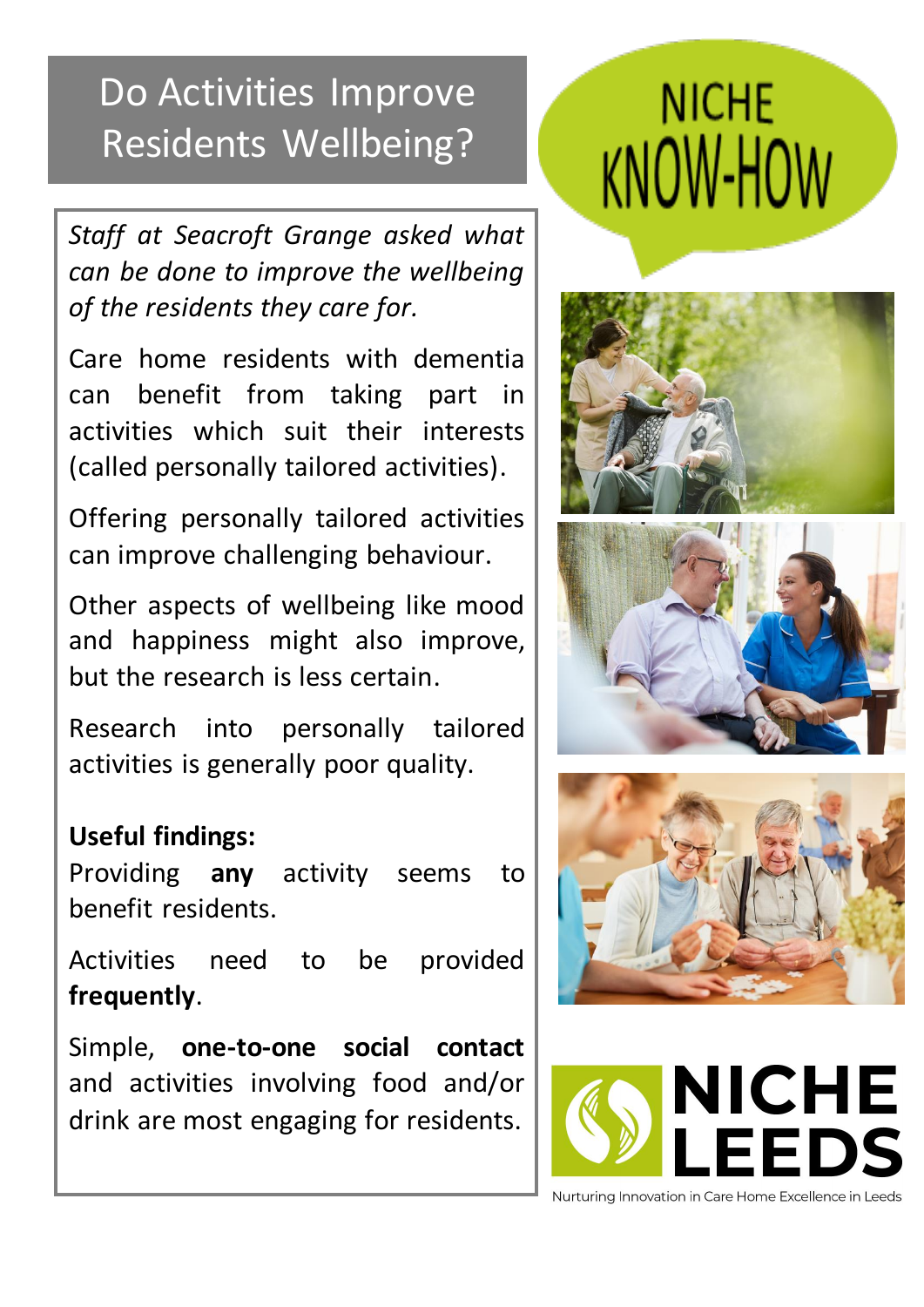# Do Activities Improve Residents Wellbeing?

NICHE KNOW-HOW

*Staff at Seacroft Grange asked what can be done to improve the wellbeing of the residents they care for.*

Care home residents with dementia can benefit from taking part in activities which suit their interests (called personally tailored activities).

Offering personally tailored activities can improve challenging behaviour.

Other aspects of wellbeing like mood and happiness might also improve, but the research is less certain.

Research into personally tailored activities is generally poor quality.

**Useful findings:**

Providing **any** activity seems to benefit residents.

Activities need to be provided **frequently**.

Simple, **one-to-one social contact** and activities involving food and/or drink are most engaging for residents.

NICHE LEEDS

Nurturing Innovation in Care Home Excellence in Leeds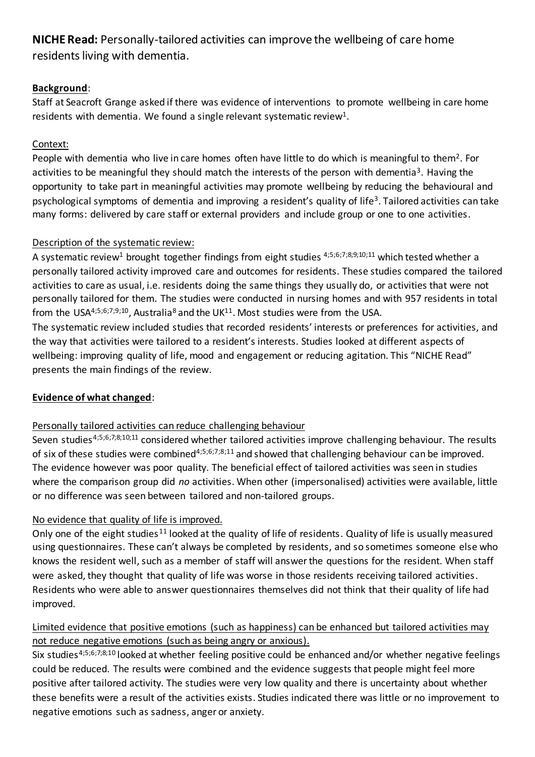**NICHE Read:** Personally-tailored activities can improve the wellbeing of care home residents living with dementia.

## **Background**:

Staff at Seacroft Grange asked if there was evidence of interventions to promote wellbeing in care home residents with dementia. We found a single relevant systematic review[1].

### Context:

People with dementia who live in care homes often have little to do which is meaningful to them[2]. For activities to be meaningful they should match the interests of the person with dementia[3]. Having the opportunity to take part in meaningful activities may promote wellbeing by reducing the behavioural and psychological symptoms of dementia and improving a resident's quality of life[3]. Tailored activities can take many forms: delivered by care staff or external providers and include group or one to one activities.

### Description of the systematic review:

A systematic review[1] brought together findings from eight studies [4;5;6;7;8;9;10;11] which tested whether a personally tailored activity improved care and outcomes for residents. These studies compared the tailored activities to care as usual, i.e. residents doing the same things they usually do, or activities that were not personally tailored for them. The studies were conducted in nursing homes and with 957 residents in total from the USA[4;5;6;7;9;10], Australia[8] and the UK[11]. Most studies were from the USA.

The systematic review included studies that recorded residents' interests or preferences for activities, and the way that activities were tailored to a resident's interests. Studies looked at different aspects of wellbeing: improving quality of life, mood and engagement or reducing agitation. This "NICHE Read" presents the main findings of the review.

## **Evidence of what changed**:

### Personally tailored activities can reduce challenging behaviour

Seven studies[4;5;6;7;8;10;11] considered whether tailored activities improve challenging behaviour. The results of six of these studies were combined[4;5;6;7;8;11] and showed that challenging behaviour can be improved. The evidence however was poor quality. The beneficial effect of tailored activities was seen in studies where the comparison group did *no* activities. When other (impersonalised) activities were available, little or no difference was seen between tailored and non-tailored groups.

### No evidence that quality of life is improved.

Only one of the eight studies[11] looked at the quality of life of residents. Quality of life is usually measured using questionnaires. These can't always be completed by residents, and so sometimes someone else who knows the resident well, such as a member of staff will answer the questions for the resident. When staff were asked, they thought that quality of life was worse in those residents receiving tailored activities. Residents who were able to answer questionnaires themselves did not think that their quality of life had improved.

### Limited evidence that positive emotions (such as happiness) can be enhanced but tailored activities may not reduce negative emotions (such as being angry or anxious).

Six studies[4;5;6;7;8;10] looked at whether feeling positive could be enhanced and/or whether negative feelings could be reduced. The results were combined and the evidence suggests that people might feel more positive after tailored activity. The studies were very low quality and there is uncertainty about whether these benefits were a result of the activities exists. Studies indicated there was little or no improvement to negative emotions such as sadness, anger or anxiety.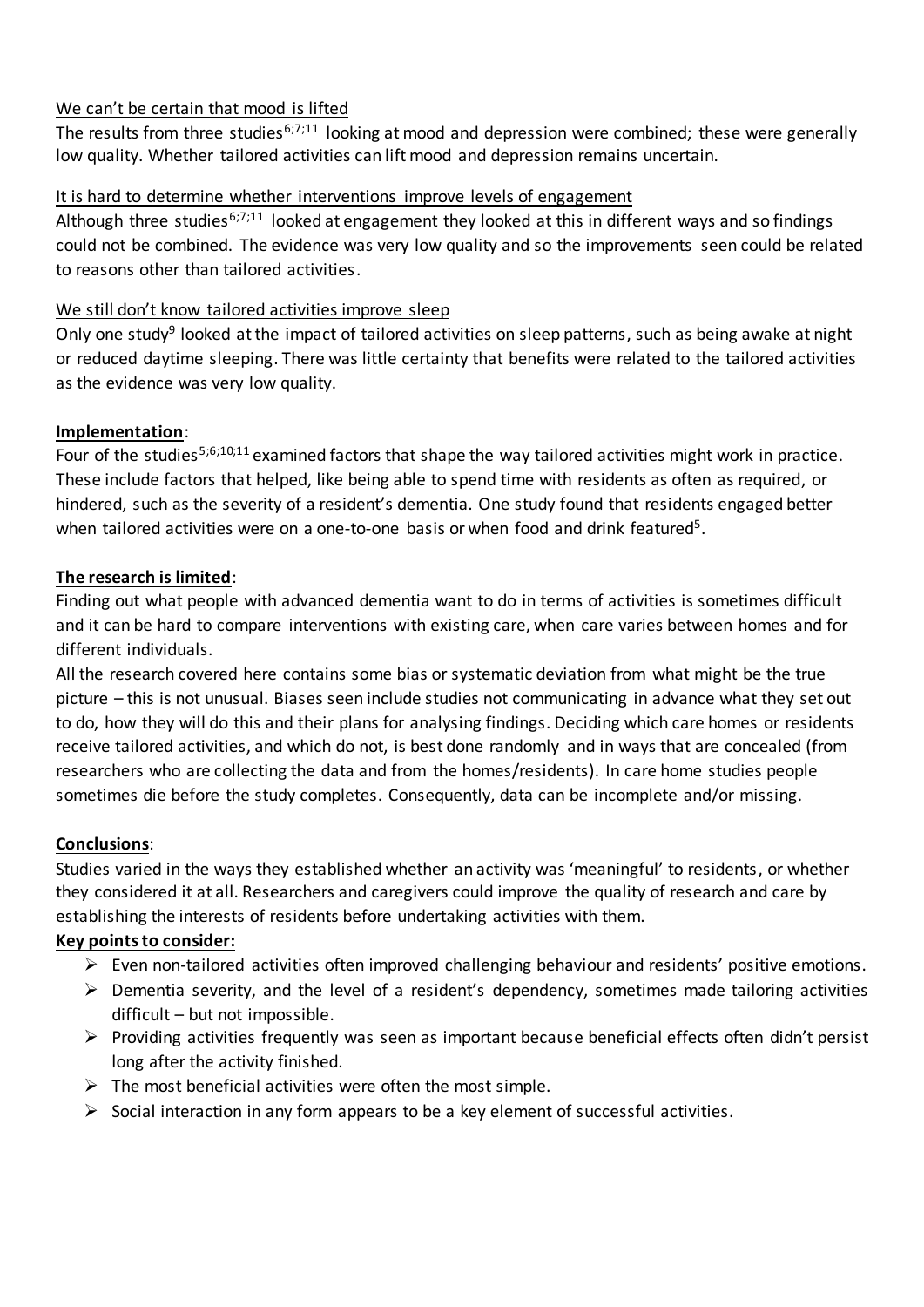We can't be certain that mood is lifted

The results from three studies[6;7;11] looking at mood and depression were combined; these were generally low quality. Whether tailored activities can lift mood and depression remains uncertain.

It is hard to determine whether interventions improve levels of engagement

Although three studies[6;7;11] looked at engagement they looked at this in different ways and so findings could not be combined. The evidence was very low quality and so the improvements seen could be related to reasons other than tailored activities.

We still don't know tailored activities improve sleep

Only one study[9] looked at the impact of tailored activities on sleep patterns, such as being awake at night or reduced daytime sleeping. There was little certainty that benefits were related to the tailored activities as the evidence was very low quality.

**Implementation**:

Four of the studies[5;6;10;11] examined factors that shape the way tailored activities might work in practice. These include factors that helped, like being able to spend time with residents as often as required, or hindered, such as the severity of a resident's dementia. One study found that residents engaged better when tailored activities were on a one-to-one basis or when food and drink featured[5].

**The research is limited**:

Finding out what people with advanced dementia want to do in terms of activities is sometimes difficult and it can be hard to compare interventions with existing care, when care varies between homes and for different individuals.

All the research covered here contains some bias or systematic deviation from what might be the true picture – this is not unusual. Biases seen include studies not communicating in advance what they set out to do, how they will do this and their plans for analysing findings. Deciding which care homes or residents receive tailored activities, and which do not, is best done randomly and in ways that are concealed (from researchers who are collecting the data and from the homes/residents). In care home studies people sometimes die before the study completes. Consequently, data can be incomplete and/or missing.

**Conclusions**:

Studies varied in the ways they established whether an activity was 'meaningful' to residents, or whether they considered it at all. Researchers and caregivers could improve the quality of research and care by establishing the interests of residents before undertaking activities with them.

**Key points to consider:**

- Even non-tailored activities often improved challenging behaviour and residents' positive emotions.
- Dementia severity, and the level of a resident's dependency, sometimes made tailoring activities difficult – but not impossible.
- Providing activities frequently was seen as important because beneficial effects often didn't persist long after the activity finished.
- The most beneficial activities were often the most simple.
- Social interaction in any form appears to be a key element of successful activities.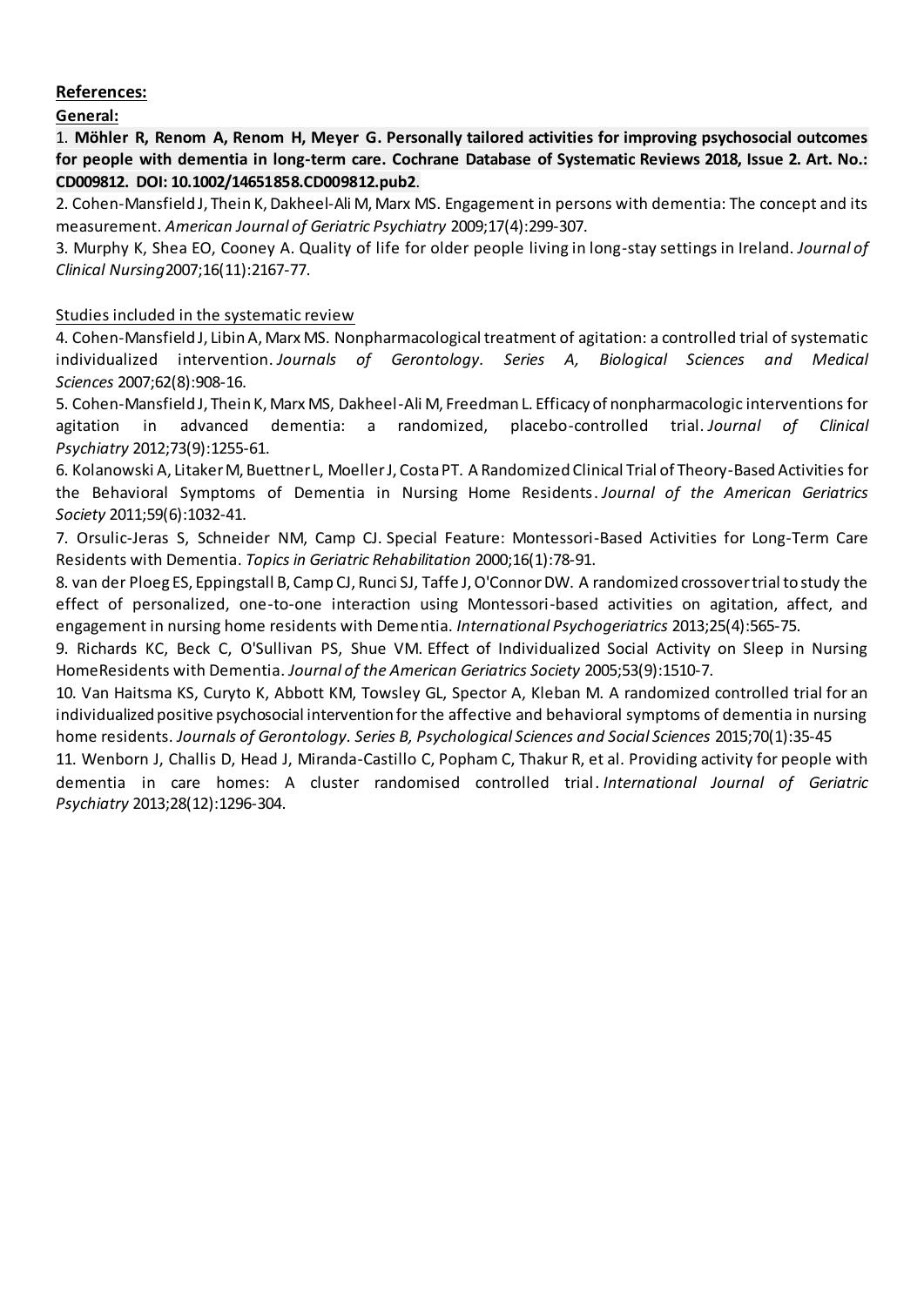**References:**

**General:**

1. **Möhler R, Renom A, Renom H, Meyer G. Personally tailored activities for improving psychosocial outcomes for people with dementia in long-term care. Cochrane Database of Systematic Reviews 2018, Issue 2. Art. No.: CD009812. DOI: 10.1002/14651858.CD009812.pub2**.

2. Cohen-Mansfield J, Thein K, Dakheel-Ali M, Marx MS. Engagement in persons with dementia: The concept and its measurement. *American Journal of Geriatric Psychiatry* 2009;17(4):299-307.

3. Murphy K, Shea EO, Cooney A. Quality of life for older people living in long-stay settings in Ireland. *Journal of Clinical Nursing* 2007;16(11):2167-77.

Studies included in the systematic review

4. Cohen-Mansfield J, Libin A, Marx MS. Nonpharmacological treatment of agitation: a controlled trial of systematic individualized intervention. *Journals of Gerontology. Series A, Biological Sciences and Medical Sciences* 2007;62(8):908-16.

5. Cohen-Mansfield J, Thein K, Marx MS, Dakheel-Ali M, Freedman L. Efficacy of nonpharmacologic interventions for agitation in advanced dementia: a randomized, placebo-controlled trial. *Journal of Clinical Psychiatry* 2012;73(9):1255-61.

6. Kolanowski A, Litaker M, Buettner L, Moeller J, Costa PT. A Randomized Clinical Trial of Theory-Based Activities for the Behavioral Symptoms of Dementia in Nursing Home Residents. *Journal of the American Geriatrics Society* 2011;59(6):1032-41.

7. Orsulic-Jeras S, Schneider NM, Camp CJ. Special Feature: Montessori-Based Activities for Long-Term Care Residents with Dementia. *Topics in Geriatric Rehabilitation* 2000;16(1):78-91.

8. van der Ploeg ES, Eppingstall B, Camp CJ, Runci SJ, Taffe J, O'Connor DW. A randomized crossover trial to study the effect of personalized, one-to-one interaction using Montessori-based activities on agitation, affect, and engagement in nursing home residents with Dementia. *International Psychogeriatrics* 2013;25(4):565-75.

9. Richards KC, Beck C, O'Sullivan PS, Shue VM. Effect of Individualized Social Activity on Sleep in Nursing HomeResidents with Dementia. *Journal of the American Geriatrics Society* 2005;53(9):1510-7.

10. Van Haitsma KS, Curyto K, Abbott KM, Towsley GL, Spector A, Kleban M. A randomized controlled trial for an individualized positive psychosocial intervention for the affective and behavioral symptoms of dementia in nursing home residents. *Journals of Gerontology. Series B, Psychological Sciences and Social Sciences* 2015;70(1):35-45

11. Wenborn J, Challis D, Head J, Miranda-Castillo C, Popham C, Thakur R, et al. Providing activity for people with dementia in care homes: A cluster randomised controlled trial. *International Journal of Geriatric Psychiatry* 2013;28(12):1296-304.